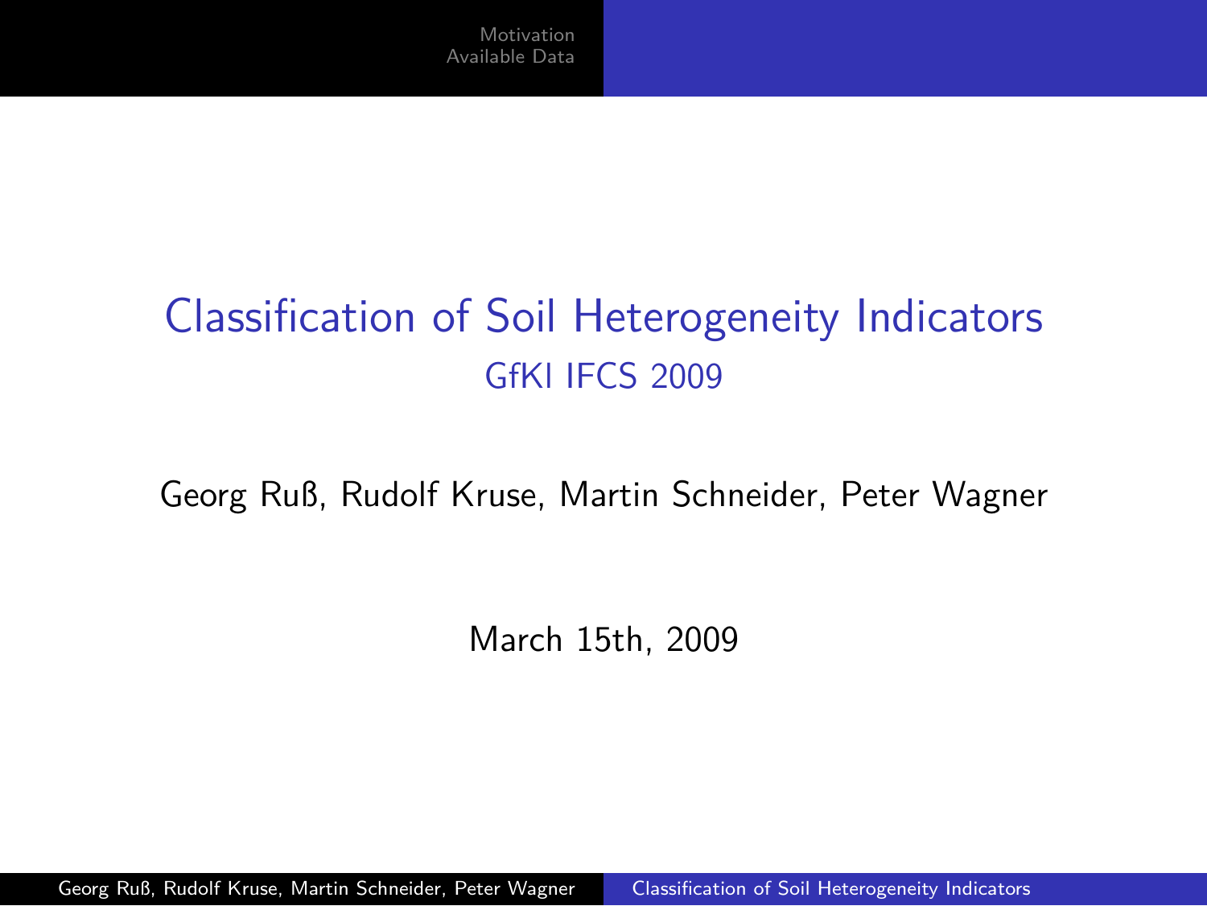# Classification of Soil Heterogeneity Indicators

## GfKl IFCS 2009

Georg Ruß, Rudolf Kruse, Martin Schneider, Peter Wagner

March 15th, 2009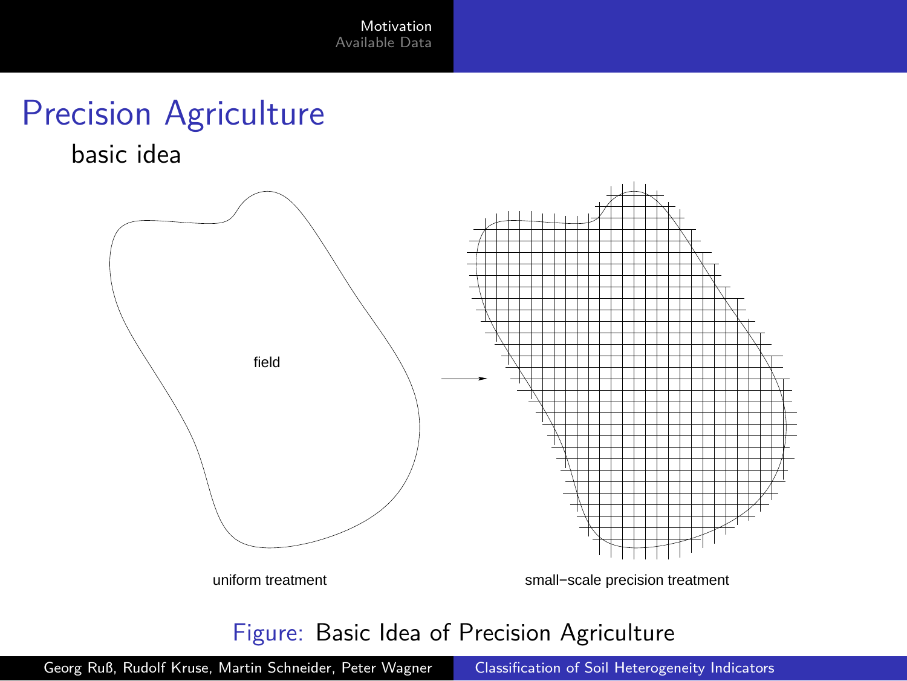# Precision Agriculture

## basic idea

field

uniform treatment

small−scale precision treatment

Figure: Basic Idea of Precision Agriculture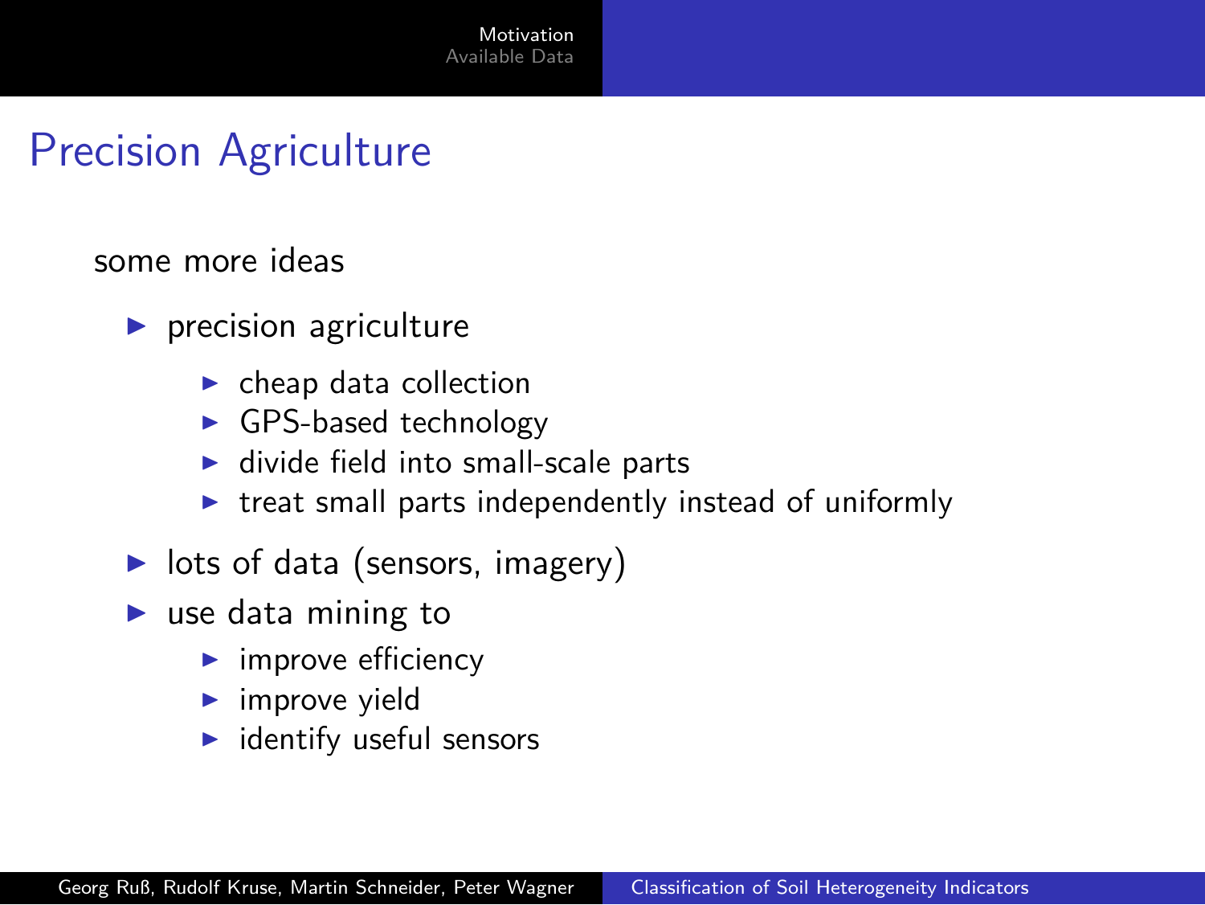# Precision Agriculture

some more ideas

- precision agriculture
  - cheap data collection
  - GPS-based technology
  - divide field into small-scale parts
  - treat small parts independently instead of uniformly
- lots of data (sensors, imagery)
- use data mining to
  - improve efficiency
  - improve yield
  - identify useful sensors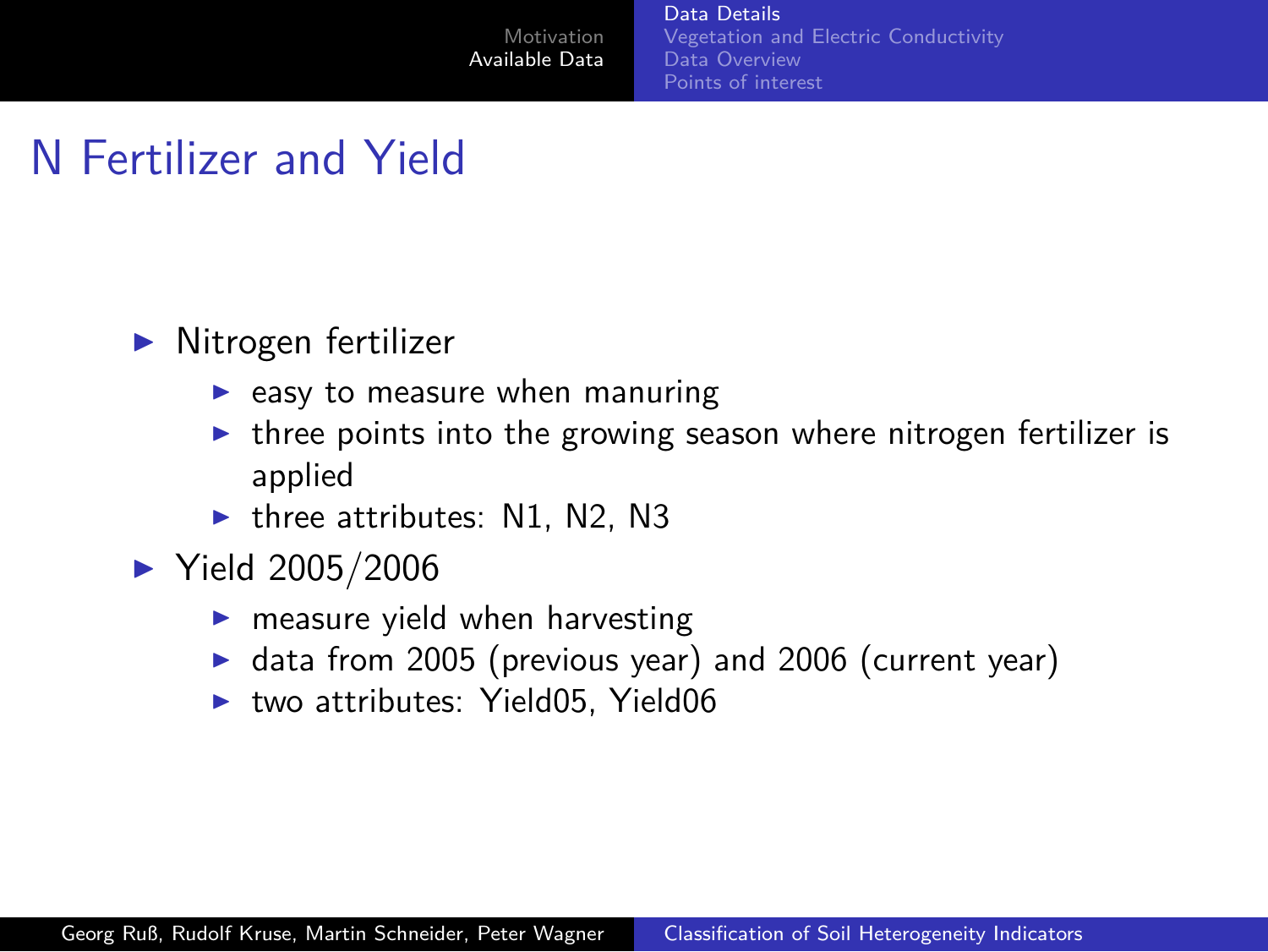# N Fertilizer and Yield

- Nitrogen fertilizer
  - easy to measure when manuring
  - three points into the growing season where nitrogen fertilizer is applied
  - three attributes: N1, N2, N3
- Yield 2005/2006
  - measure yield when harvesting
  - data from 2005 (previous year) and 2006 (current year)
  - two attributes: Yield05, Yield06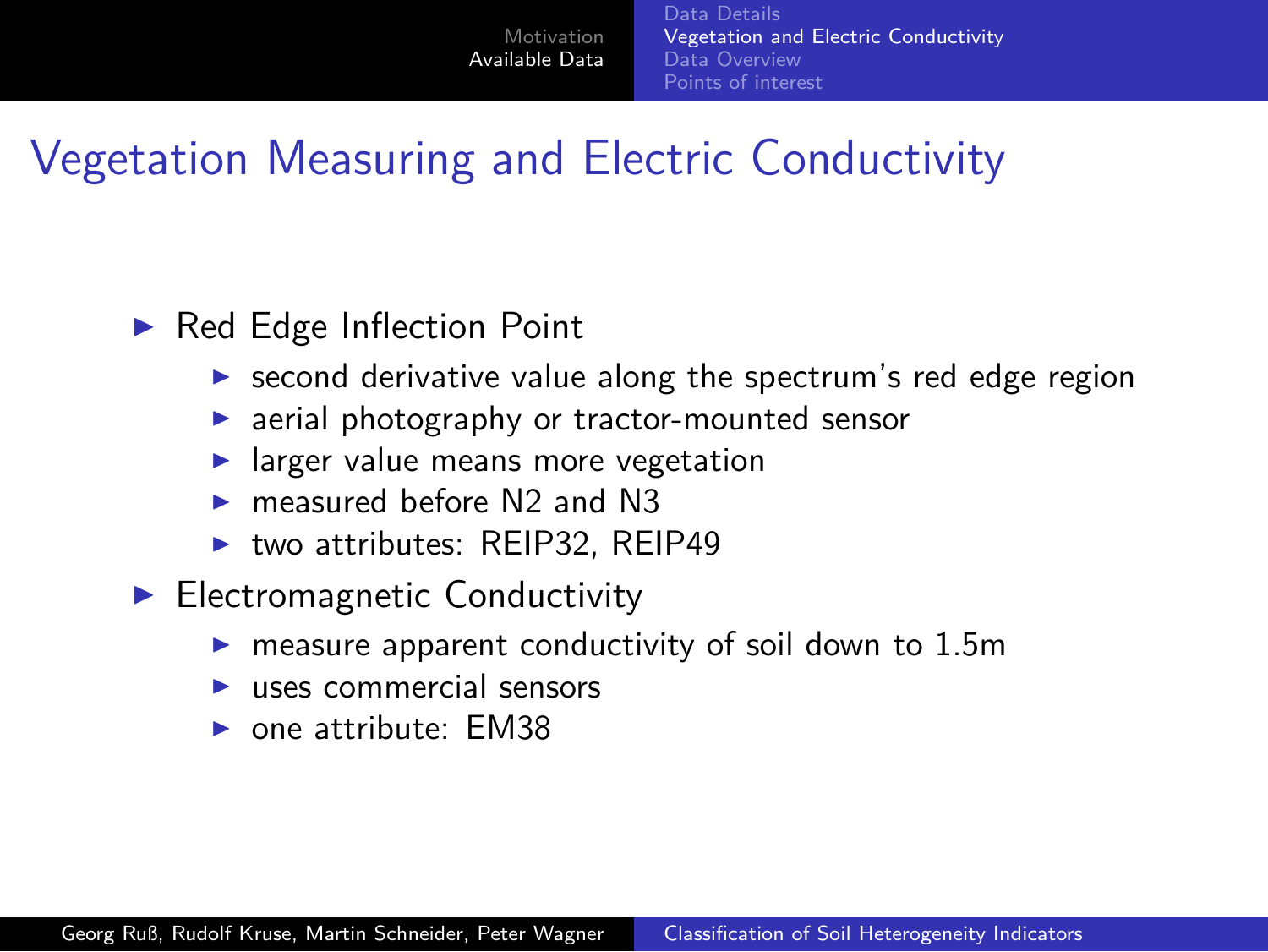# Vegetation Measuring and Electric Conductivity

- Red Edge Inflection Point
  - second derivative value along the spectrum's red edge region
  - aerial photography or tractor-mounted sensor
  - larger value means more vegetation
  - measured before N2 and N3
  - two attributes: REIP32, REIP49
- Electromagnetic Conductivity
  - measure apparent conductivity of soil down to 1.5m
  - uses commercial sensors
  - one attribute: EM38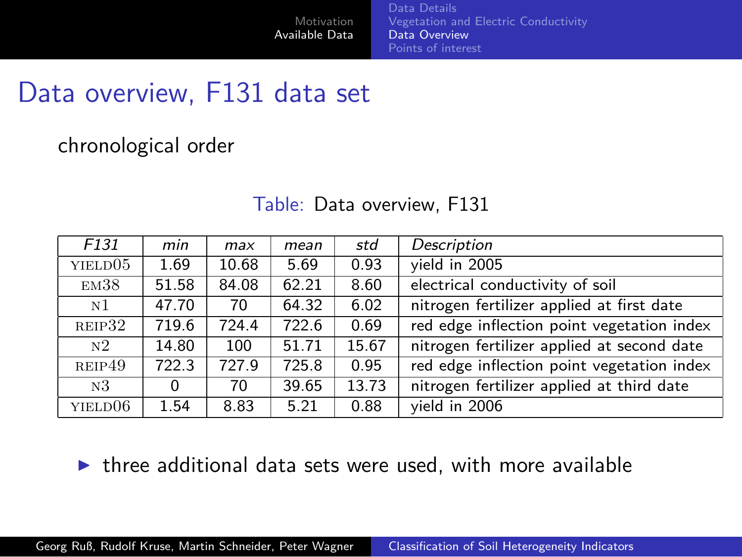# Data overview, F131 data set

chronological order

Table: Data overview, F131

| *F131* | *min* | *max* | *mean* | *std* | *Description* |
|---|---|---|---|---|---|
| YIELD05 | 1.69 | 10.68 | 5.69 | 0.93 | yield in 2005 |
| EM38 | 51.58 | 84.08 | 62.21 | 8.60 | electrical conductivity of soil |
| N1 | 47.70 | 70 | 64.32 | 6.02 | nitrogen fertilizer applied at first date |
| REIP32 | 719.6 | 724.4 | 722.6 | 0.69 | red edge inflection point vegetation index |
| N2 | 14.80 | 100 | 51.71 | 15.67 | nitrogen fertilizer applied at second date |
| REIP49 | 722.3 | 727.9 | 725.8 | 0.95 | red edge inflection point vegetation index |
| N3 | 0 | 70 | 39.65 | 13.73 | nitrogen fertilizer applied at third date |
| YIELD06 | 1.54 | 8.83 | 5.21 | 0.88 | yield in 2006 |

- three additional data sets were used, with more available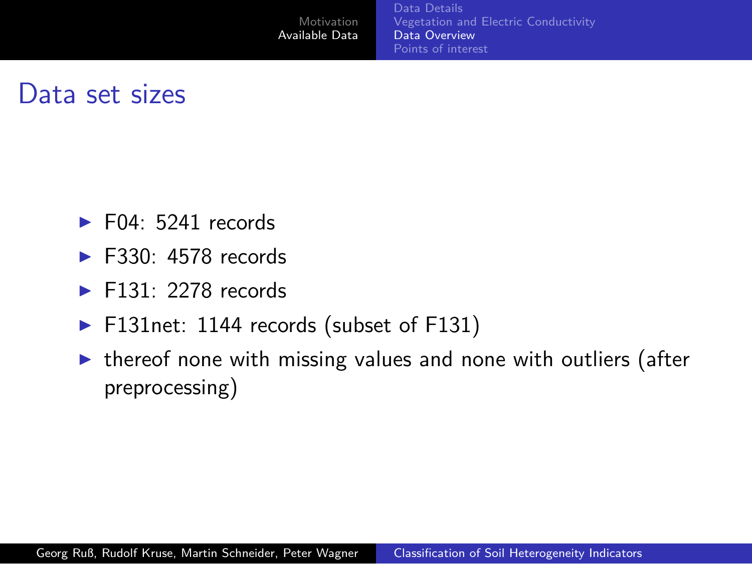## Data set sizes

- F04: 5241 records
- F330: 4578 records
- F131: 2278 records
- F131net: 1144 records (subset of F131)
- thereof none with missing values and none with outliers (after preprocessing)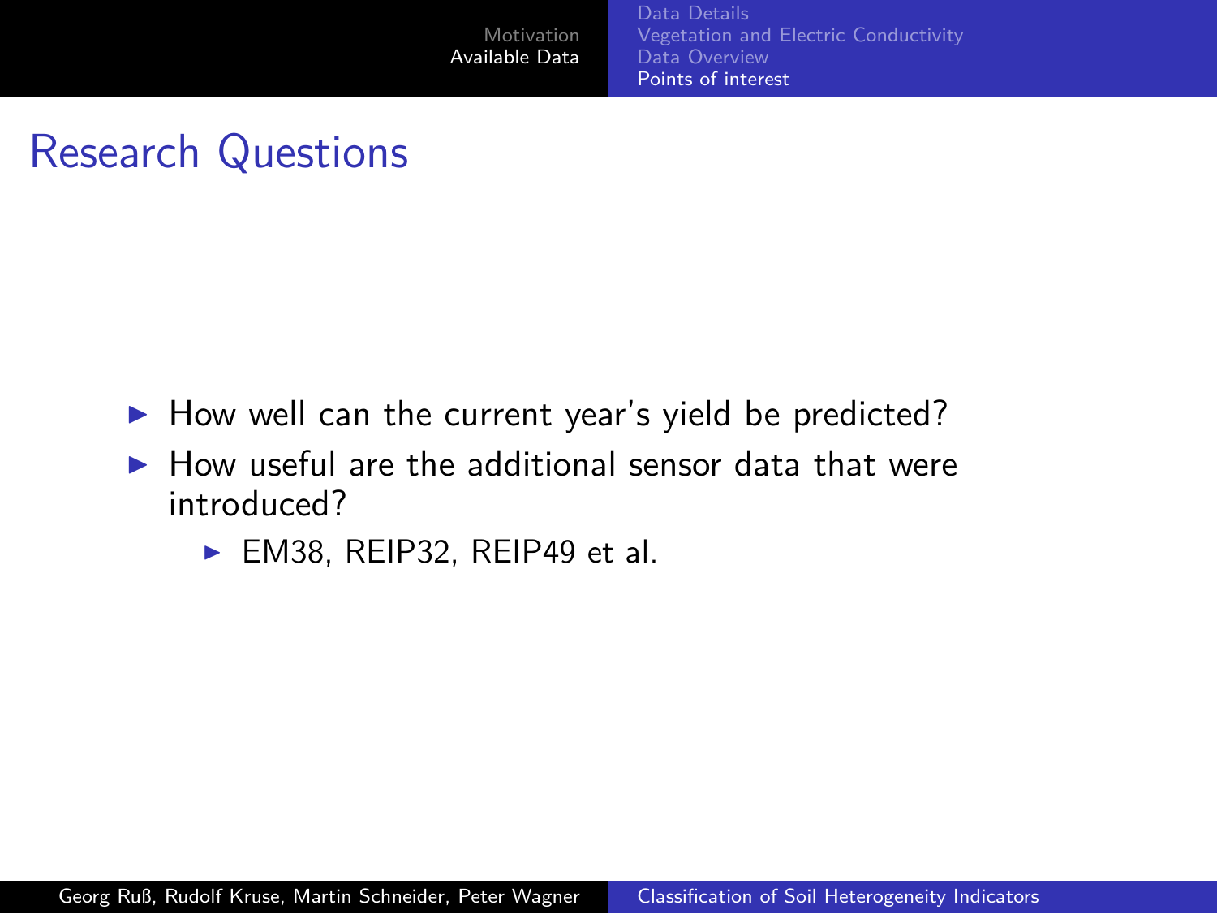## Research Questions

- How well can the current year's yield be predicted?
- How useful are the additional sensor data that were introduced?
  - EM38, REIP32, REIP49 et al.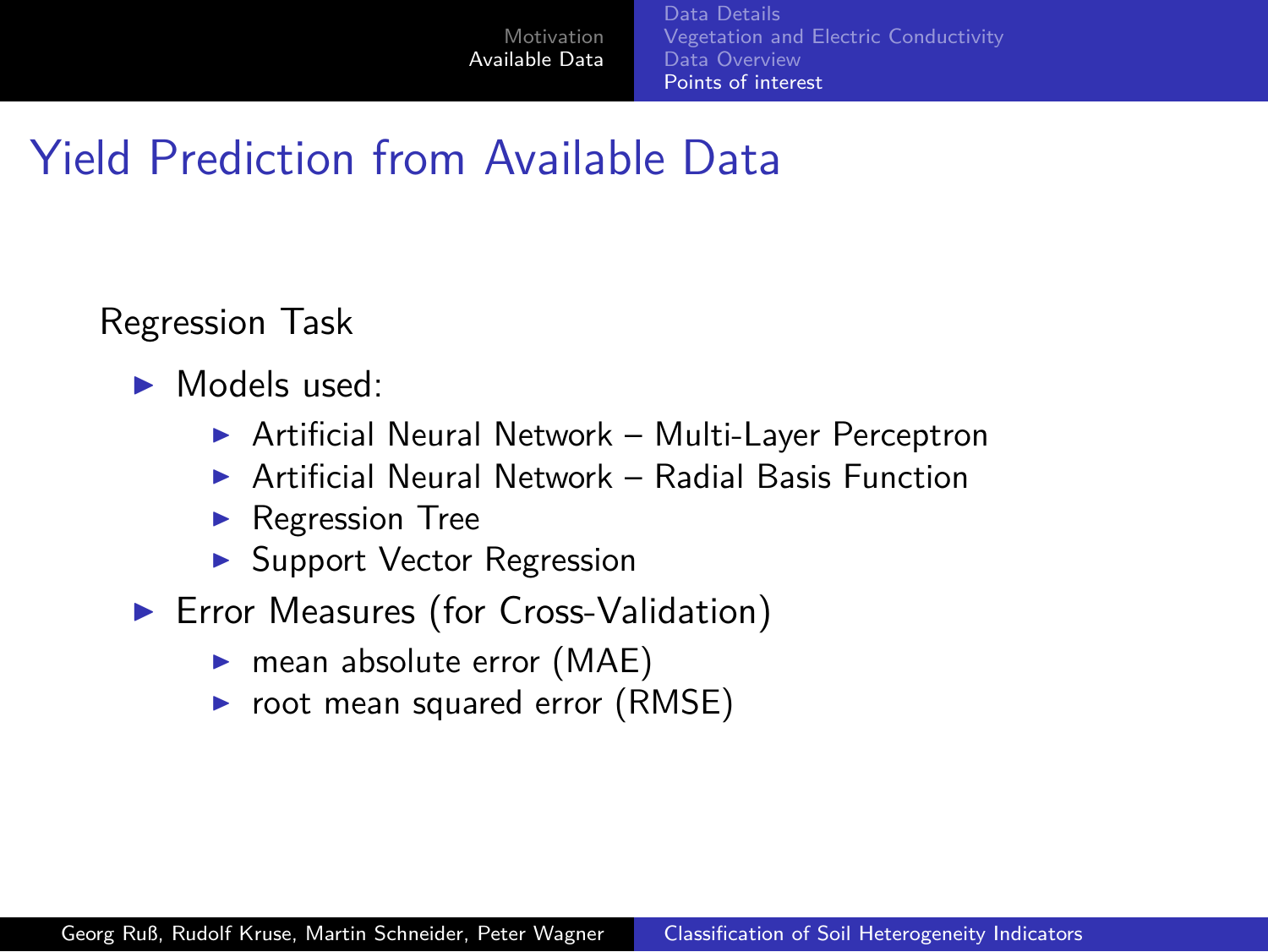# Yield Prediction from Available Data

Regression Task

- Models used:
  - Artificial Neural Network – Multi-Layer Perceptron
  - Artificial Neural Network – Radial Basis Function
  - Regression Tree
  - Support Vector Regression
- Error Measures (for Cross-Validation)
  - mean absolute error (MAE)
  - root mean squared error (RMSE)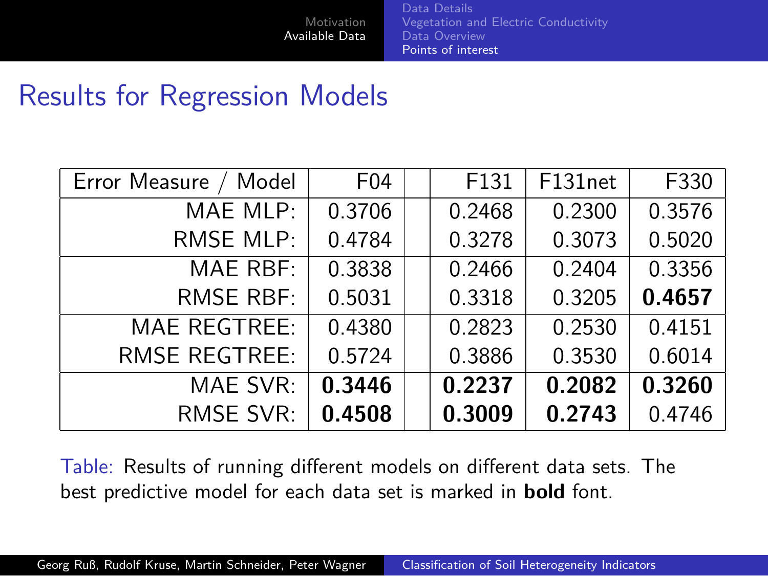## Results for Regression Models

| Error Measure / Model | F04 | | F131 | F131net | F330 |
|---:|---:|---|---:|---:|---:|
| MAE MLP: | 0.3706 | | 0.2468 | 0.2300 | 0.3576 |
| RMSE MLP: | 0.4784 | | 0.3278 | 0.3073 | 0.5020 |
| MAE RBF: | 0.3838 | | 0.2466 | 0.2404 | 0.3356 |
| RMSE RBF: | 0.5031 | | 0.3318 | 0.3205 | **0.4657** |
| MAE REGTREE: | 0.4380 | | 0.2823 | 0.2530 | 0.4151 |
| RMSE REGTREE: | 0.5724 | | 0.3886 | 0.3530 | 0.6014 |
| MAE SVR: | **0.3446** | | **0.2237** | **0.2082** | **0.3260** |
| RMSE SVR: | **0.4508** | | **0.3009** | **0.2743** | 0.4746 |

Table: Results of running different models on different data sets. The best predictive model for each data set is marked in **bold** font.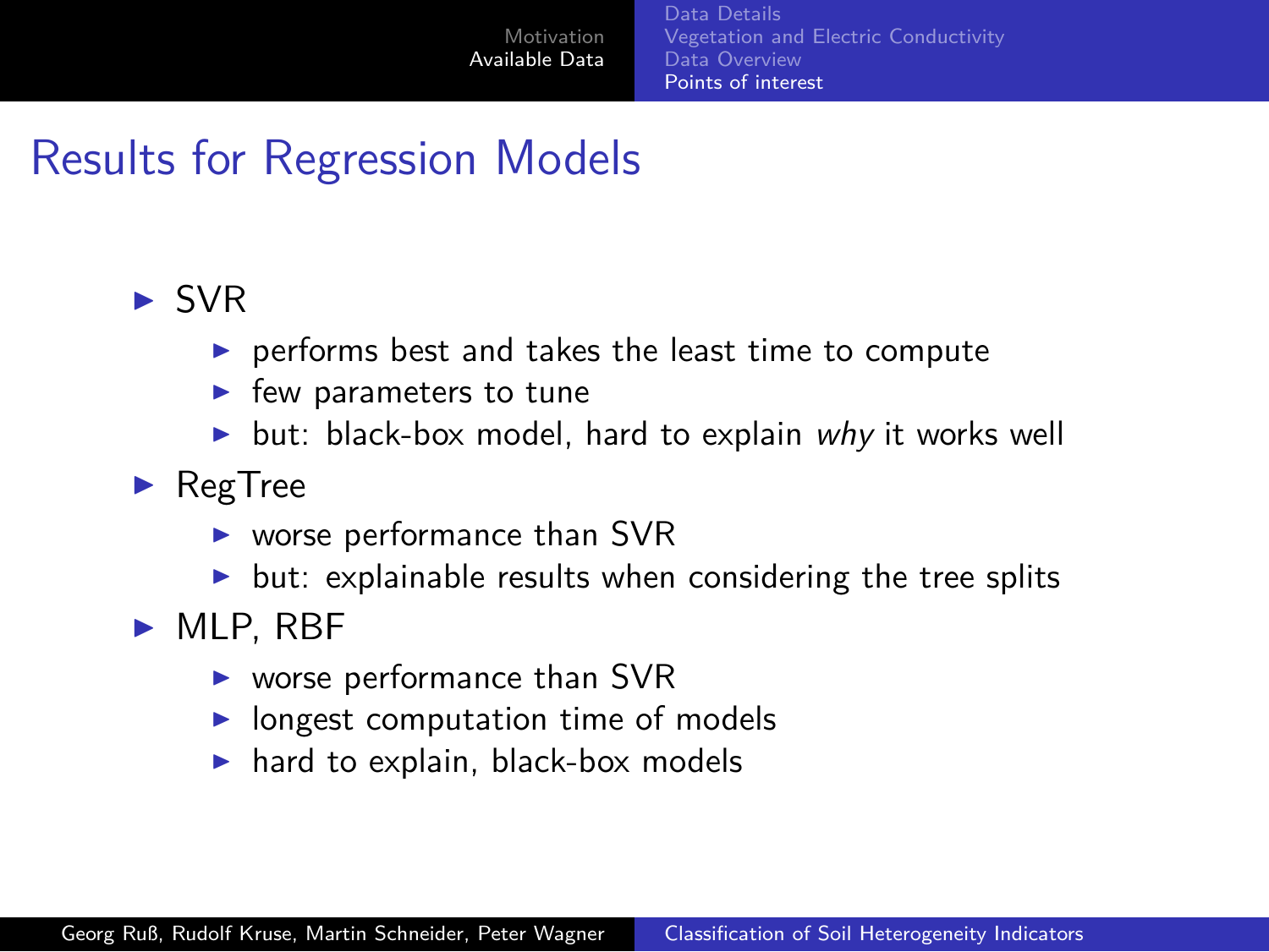# Results for Regression Models

- SVR
  - performs best and takes the least time to compute
  - few parameters to tune
  - but: black-box model, hard to explain *why* it works well
- RegTree
  - worse performance than SVR
  - but: explainable results when considering the tree splits
- MLP, RBF
  - worse performance than SVR
  - longest computation time of models
  - hard to explain, black-box models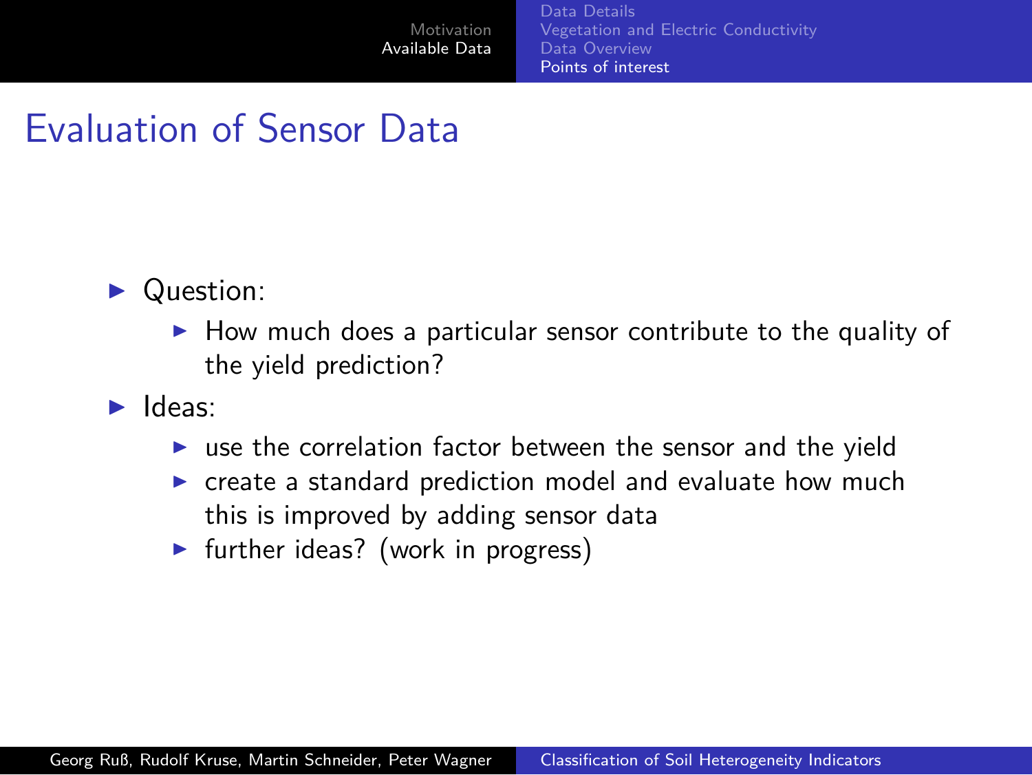# Evaluation of Sensor Data

- Question:
  - How much does a particular sensor contribute to the quality of the yield prediction?
- Ideas:
  - use the correlation factor between the sensor and the yield
  - create a standard prediction model and evaluate how much this is improved by adding sensor data
  - further ideas? (work in progress)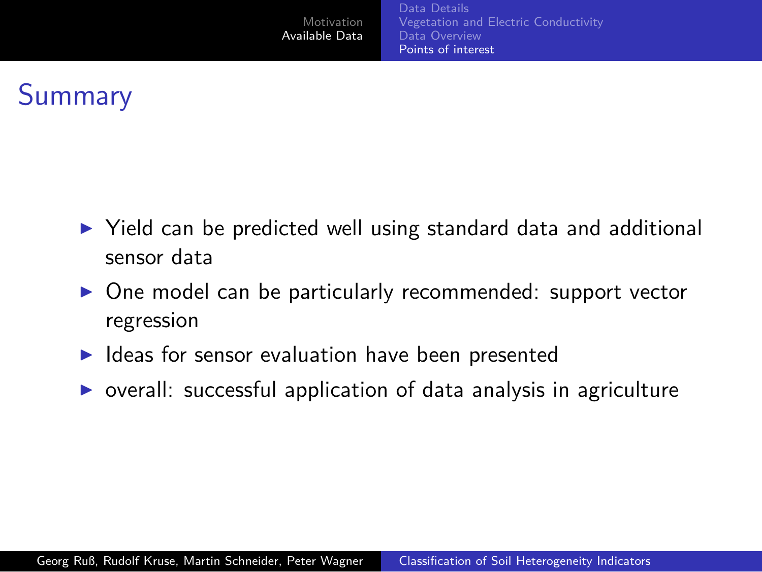# Summary

- Yield can be predicted well using standard data and additional sensor data
- One model can be particularly recommended: support vector regression
- Ideas for sensor evaluation have been presented
- overall: successful application of data analysis in agriculture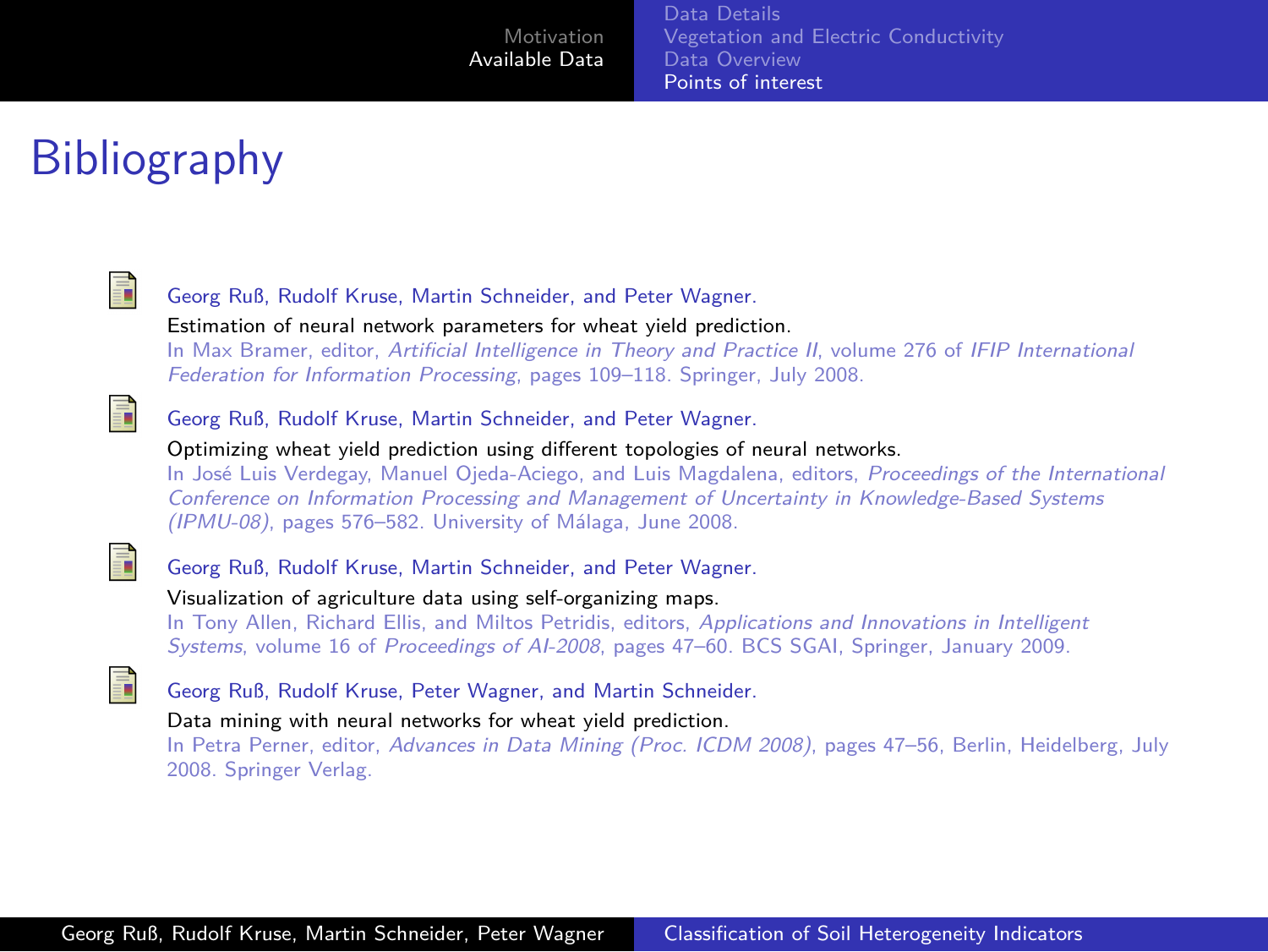# Bibliography

- Georg Ruß, Rudolf Kruse, Martin Schneider, and Peter Wagner.
  Estimation of neural network parameters for wheat yield prediction.
  In Max Bramer, editor, *Artificial Intelligence in Theory and Practice II*, volume 276 of *IFIP International Federation for Information Processing*, pages 109–118. Springer, July 2008.

- Georg Ruß, Rudolf Kruse, Martin Schneider, and Peter Wagner.
  Optimizing wheat yield prediction using different topologies of neural networks.
  In José Luis Verdegay, Manuel Ojeda-Aciego, and Luis Magdalena, editors, *Proceedings of the International Conference on Information Processing and Management of Uncertainty in Knowledge-Based Systems (IPMU-08)*, pages 576–582. University of Málaga, June 2008.

- Georg Ruß, Rudolf Kruse, Martin Schneider, and Peter Wagner.
  Visualization of agriculture data using self-organizing maps.
  In Tony Allen, Richard Ellis, and Miltos Petridis, editors, *Applications and Innovations in Intelligent Systems*, volume 16 of *Proceedings of AI-2008*, pages 47–60. BCS SGAI, Springer, January 2009.

- Georg Ruß, Rudolf Kruse, Peter Wagner, and Martin Schneider.
  Data mining with neural networks for wheat yield prediction.
  In Petra Perner, editor, *Advances in Data Mining (Proc. ICDM 2008)*, pages 47–56, Berlin, Heidelberg, July 2008. Springer Verlag.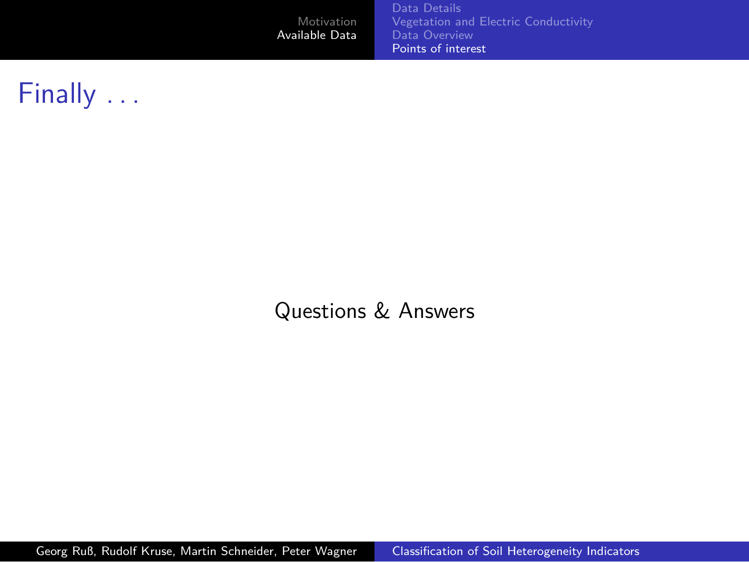# Finally . . .

Questions & Answers